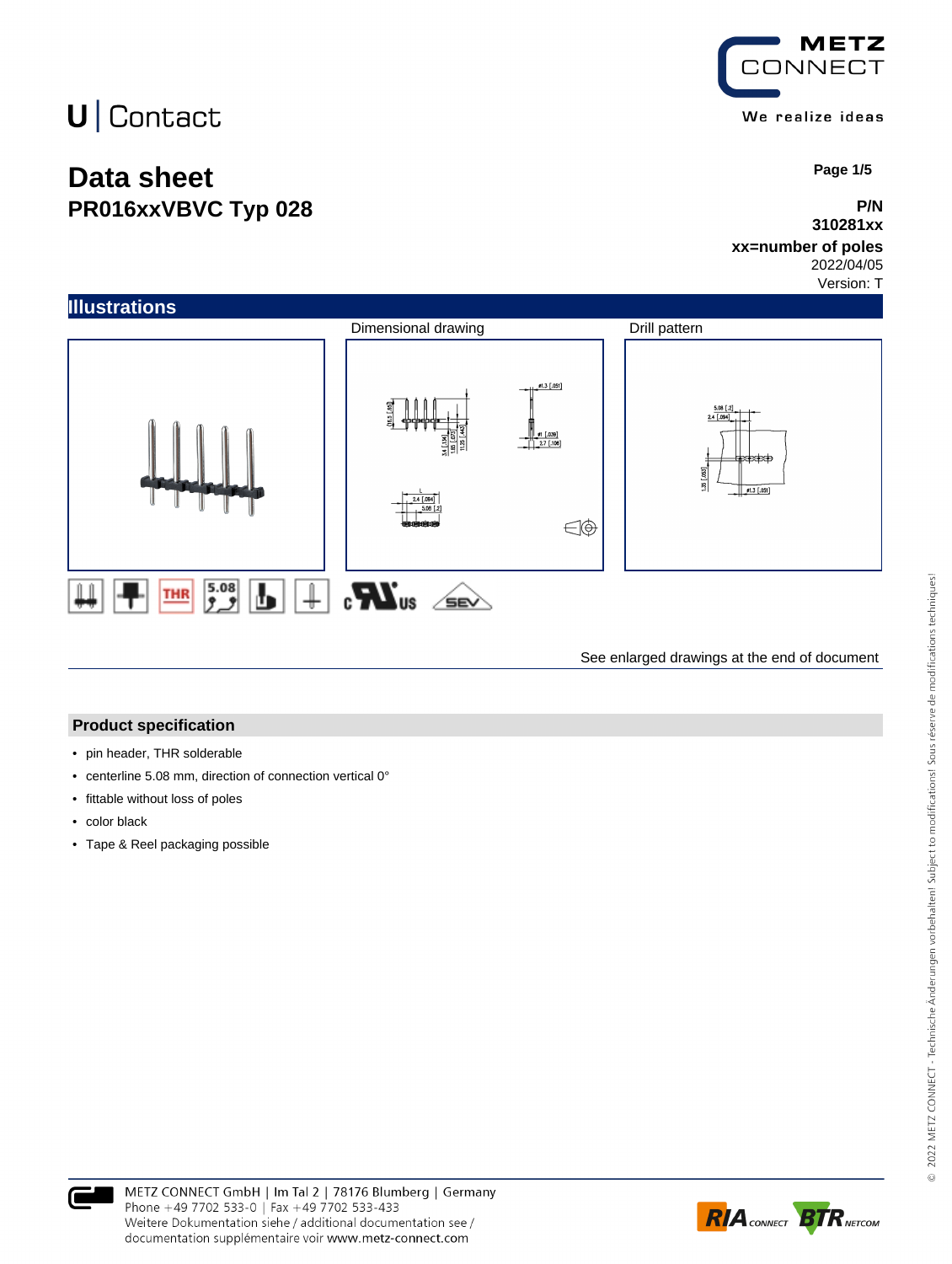U | Contact

# Data sheet
## PR016xxVBVC Typ 028

**P/N**
**310281xx**
**xx=number of poles**
2022/04/05
Version: T

## Illustrations

Dimensional drawing

Drill pattern

See enlarged drawings at the end of document

## Product specification

- pin header, THR solderable
- centerline 5.08 mm, direction of connection vertical 0°
- fittable without loss of poles
- color black
- Tape & Reel packaging possible

METZ CONNECT GmbH | Im Tal 2 | 78176 Blumberg | Germany
Phone +49 7702 533-0 | Fax +49 7702 533-433
Weitere Dokumentation siehe / additional documentation see /
documentation supplémentaire voir www.metz-connect.com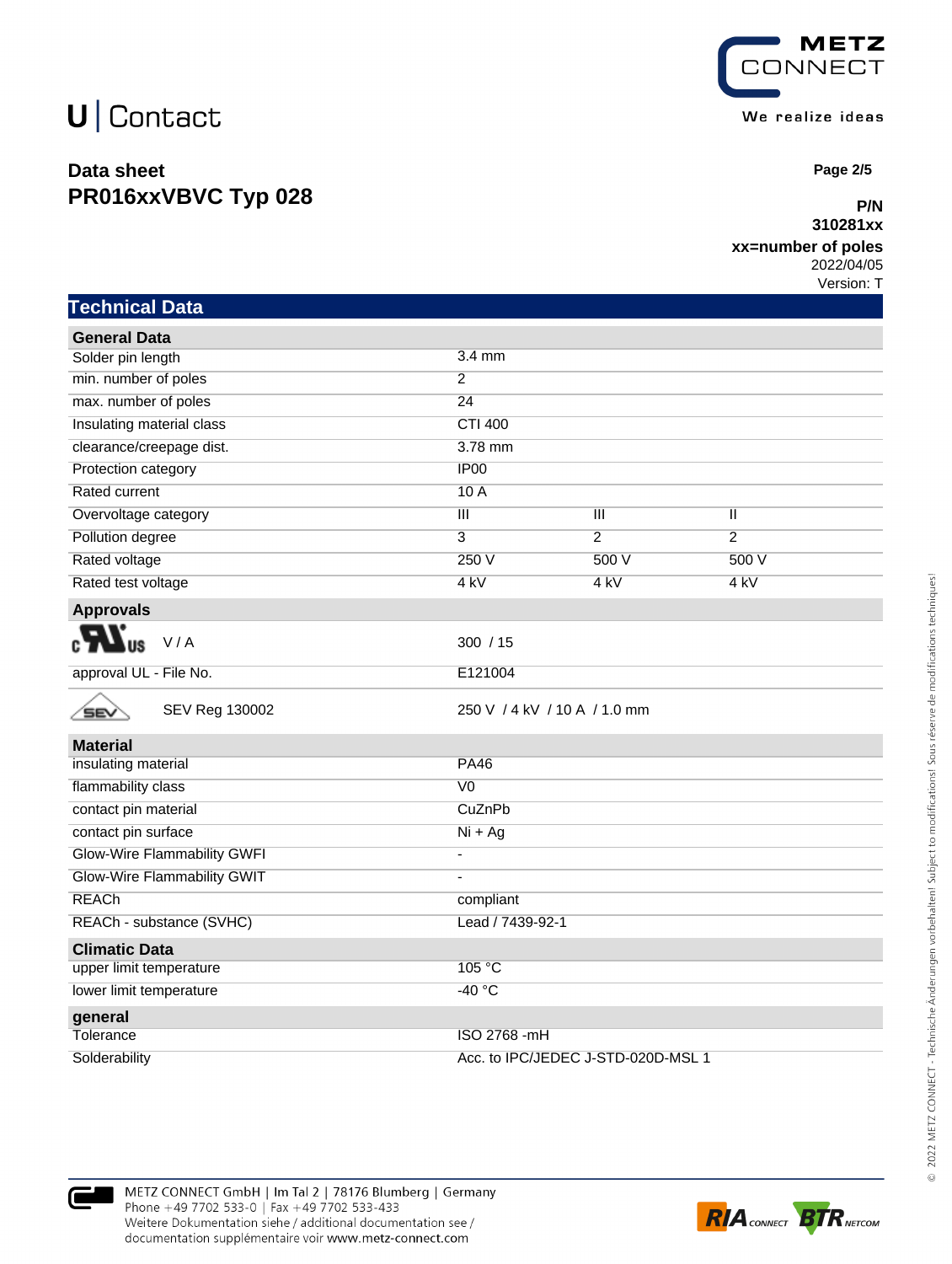# U | Contact

**Data sheet**
**PR016xxVBVC Typ 028**

**P/N**
**310281xx**
**xx=number of poles**
2022/04/05
Version: T

## Technical Data

| General Data | | | |
|---|---|---|---|
| Solder pin length | 3.4 mm | | |
| min. number of poles | 2 | | |
| max. number of poles | 24 | | |
| Insulating material class | CTI 400 | | |
| clearance/creepage dist. | 3.78 mm | | |
| Protection category | IP00 | | |
| Rated current | 10 A | | |
| Overvoltage category | III | III | II |
| Pollution degree | 3 | 2 | 2 |
| Rated voltage | 250 V | 500 V | 500 V |
| Rated test voltage | 4 kV | 4 kV | 4 kV |

| Approvals | |
|---|---|
| cULus V / A | 300 / 15 |
| approval UL - File No. | E121004 |
| SEV SEV Reg 130002 | 250 V / 4 kV / 10 A / 1.0 mm |

| Material | |
|---|---|
| insulating material | PA46 |
| flammability class | V0 |
| contact pin material | CuZnPb |
| contact pin surface | Ni + Ag |
| Glow-Wire Flammability GWFI | - |
| Glow-Wire Flammability GWIT | - |
| REACh | compliant |
| REACh - substance (SVHC) | Lead / 7439-92-1 |

| Climatic Data | |
|---|---|
| upper limit temperature | 105 °C |
| lower limit temperature | -40 °C |

| general | |
|---|---|
| Tolerance | ISO 2768 -mH |
| Solderability | Acc. to IPC/JEDEC J-STD-020D-MSL 1 |

METZ CONNECT GmbH | Im Tal 2 | 78176 Blumberg | Germany
Phone +49 7702 533-0 | Fax +49 7702 533-433
Weitere Dokumentation siehe / additional documentation see / documentation supplémentaire voir www.metz-connect.com

© 2022 METZ CONNECT - Technische Änderungen vorbehalten! Subject to modifications! Sous réserve de modifications techniques!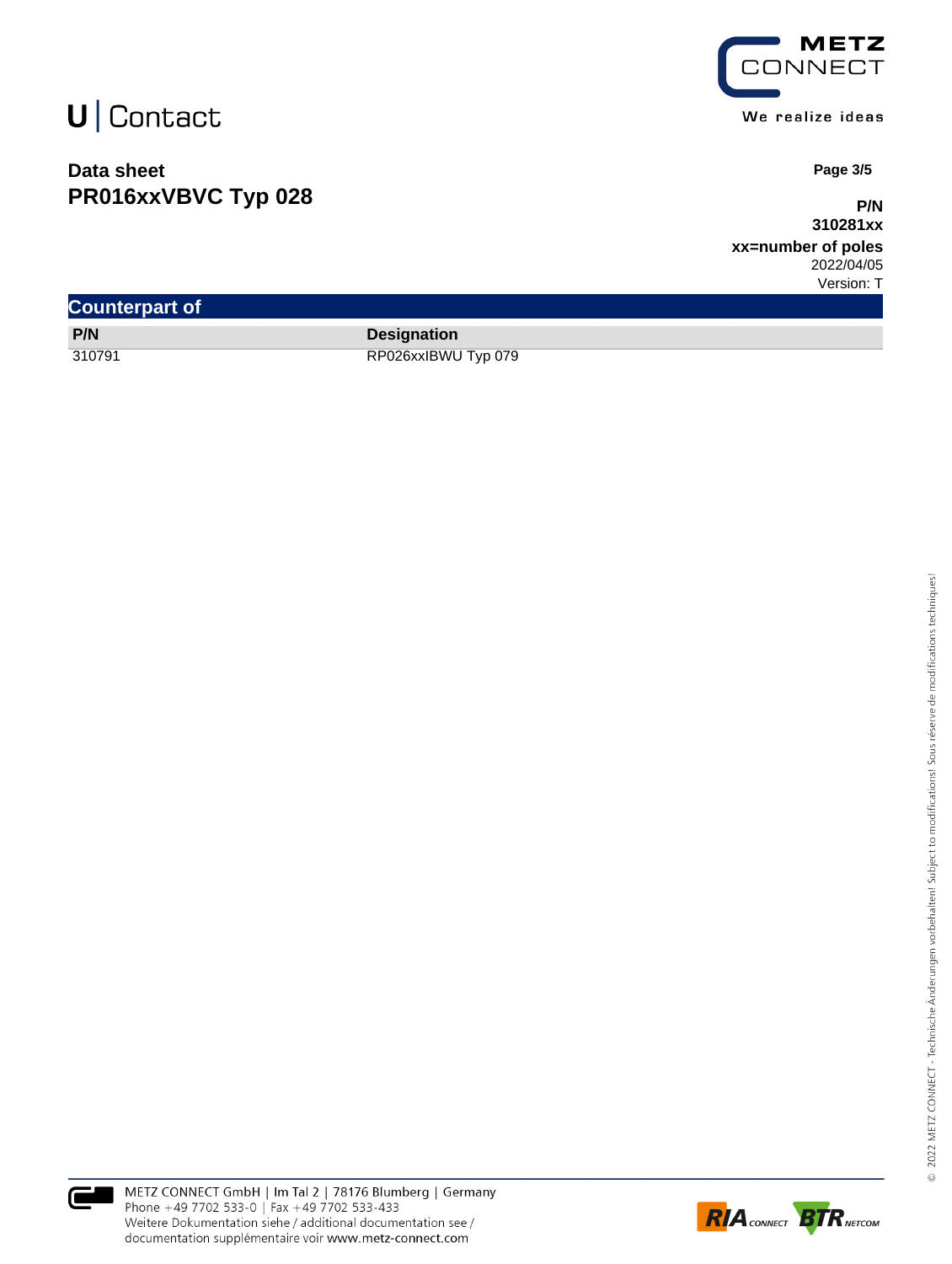## Counterpart of

| P/N | Designation |
| --- | --- |
| 310791 | RP026xxIBWU Typ 079 |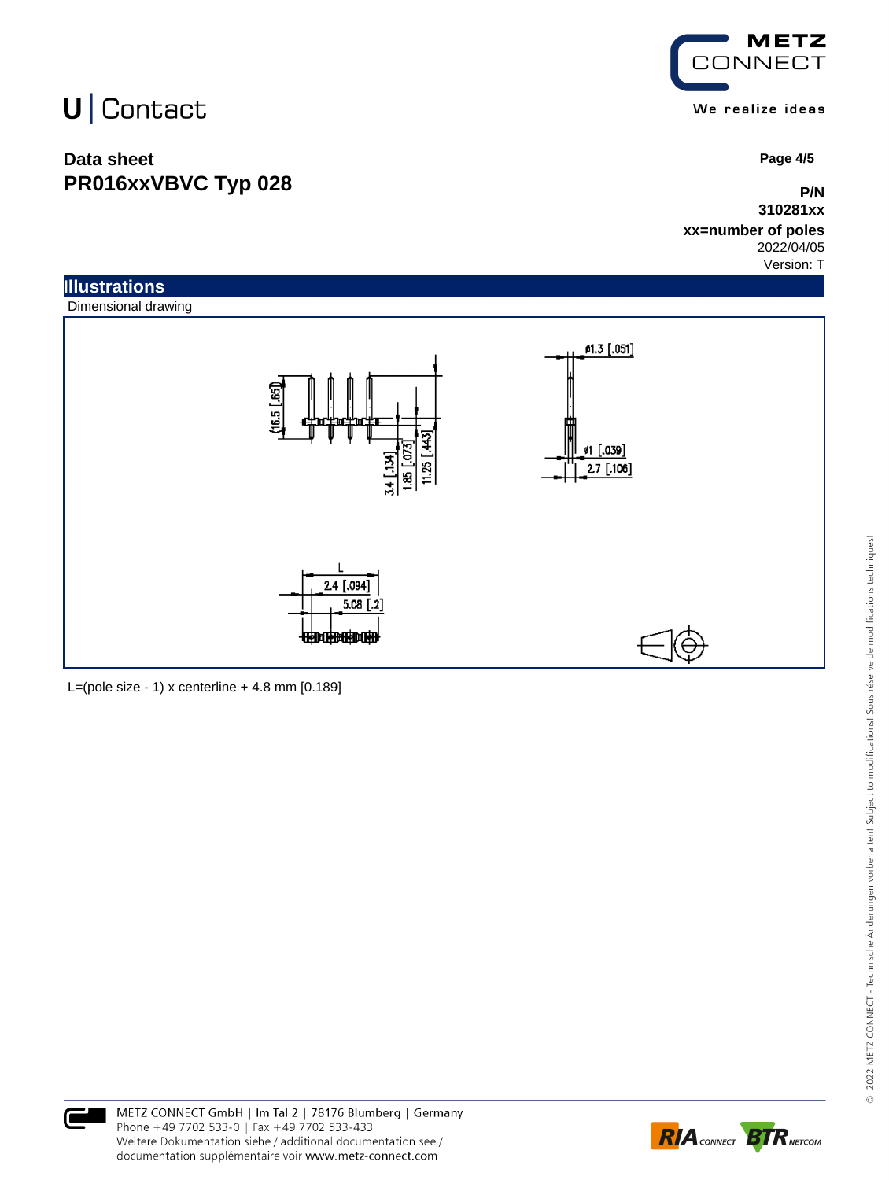# U | Contact

**Data sheet**
**PR016xxVBVC Typ 028**

**P/N**
**310281xx**
**xx=number of poles**
2022/04/05
Version: T

## Illustrations

Dimensional drawing

L=(pole size - 1) x centerline + 4.8 mm [0.189]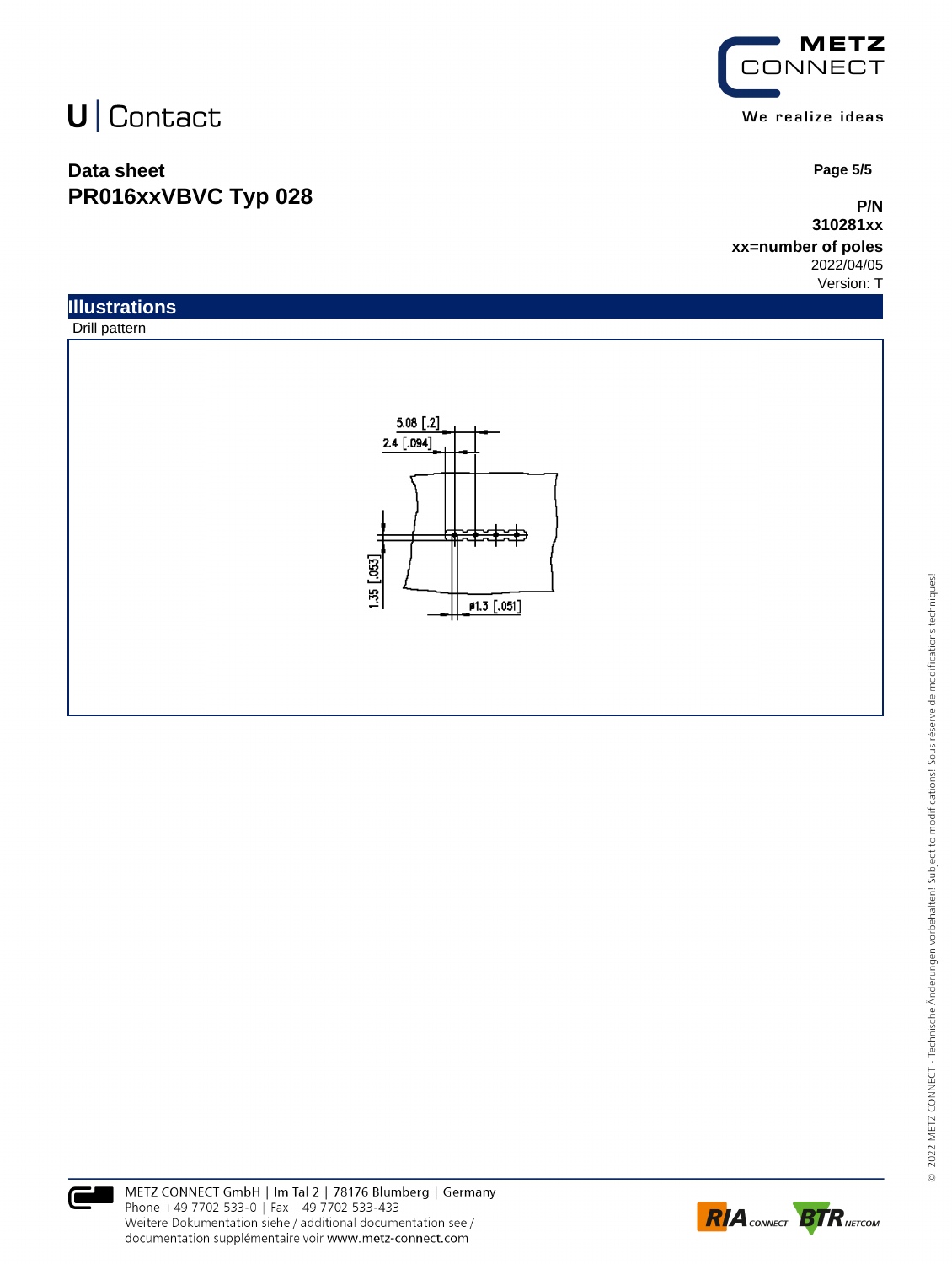U | Contact

# Data sheet
# PR016xxVBVC Typ 028

Page 5/5

**P/N**
**310281xx**
**xx=number of poles**
2022/04/05
Version: T

## Illustrations

Drill pattern

5.08 [.2]
2.4 [.094]
1.35 [.053]
ø1.3 [.051]

© 2022 METZ CONNECT - Technische Änderungen vorbehalten! Subject to modifications! Sous réserve de modifications techniques!

METZ CONNECT GmbH | Im Tal 2 | 78176 Blumberg | Germany
Phone +49 7702 533-0 | Fax +49 7702 533-433
Weitere Dokumentation siehe / additional documentation see /
documentation supplémentaire voir www.metz-connect.com